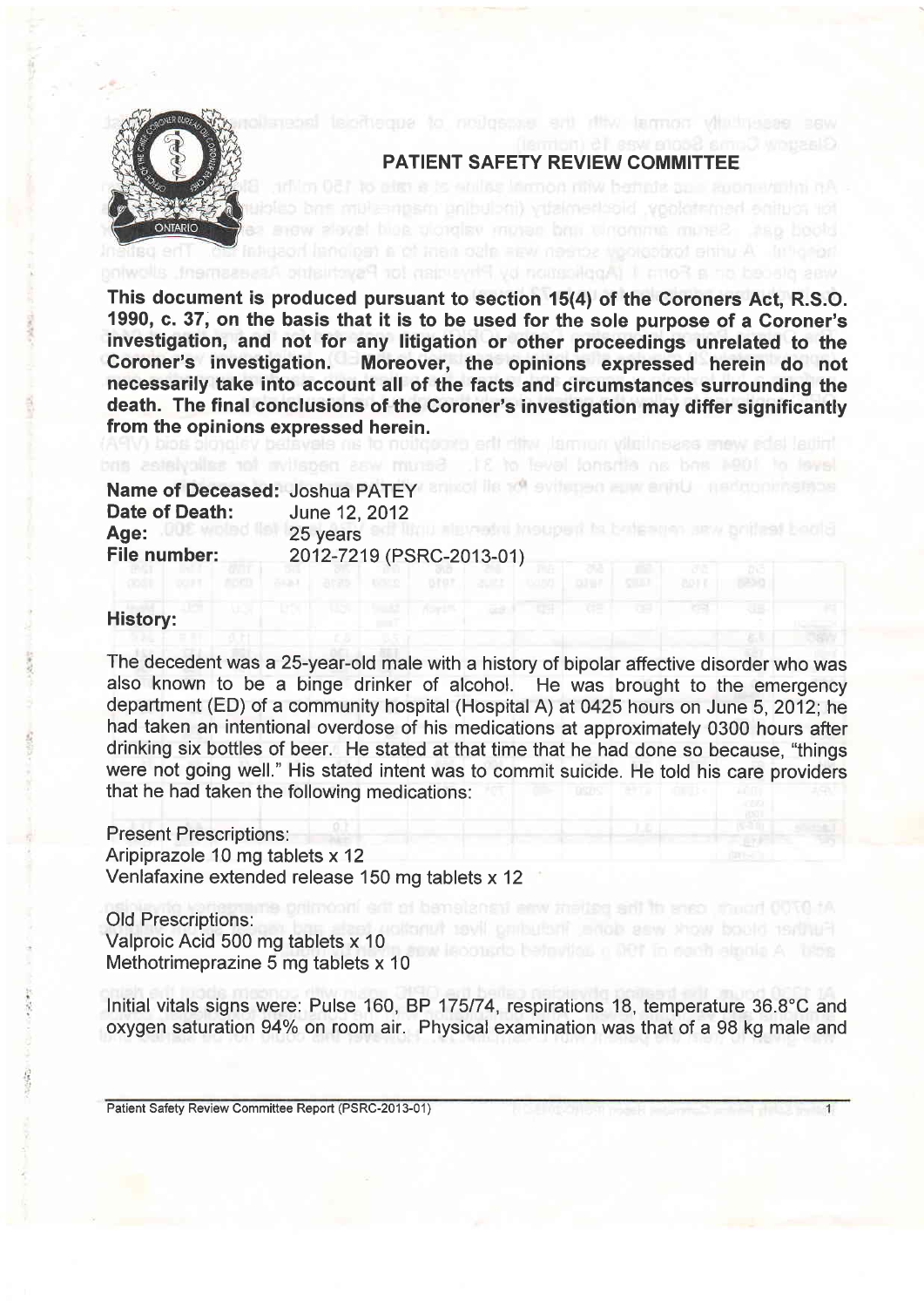## PATIENT SAFETY REVIEW COMMITTEE

**This document is produced pursuant to section 15(4) of the Coroners Act, R.S.O. 1990, c. 37, on the basis that it is to be used for the sole purpose of a Coroner's investigation, and not for any litigation or other proceedings unrelated to the Coroner's investigation. Moreover, the opinions expressed herein do not necessarily take into account all of the facts and circumstances surrounding the death. The final conclusions of the Coroner's investigation may differ significantly from the opinions expressed herein.**

**Name of Deceased:** Joshua PATEY
**Date of Death:** June 12, 2012
**Age:** 25 years
**File number:** 2012-7219 (PSRC-2013-01)

**History:**

The decedent was a 25-year-old male with a history of bipolar affective disorder who was also known to be a binge drinker of alcohol. He was brought to the emergency department (ED) of a community hospital (Hospital A) at 0425 hours on June 5, 2012; he had taken an intentional overdose of his medications at approximately 0300 hours after drinking six bottles of beer. He stated at that time that he had done so because, "things were not going well." His stated intent was to commit suicide. He told his care providers that he had taken the following medications:

Present Prescriptions:
Aripiprazole 10 mg tablets x 12
Venlafaxine extended release 150 mg tablets x 12

Old Prescriptions:
Valproic Acid 500 mg tablets x 10
Methotrimeprazine 5 mg tablets x 10

Initial vitals signs were: Pulse 160, BP 175/74, respirations 18, temperature 36.8°C and oxygen saturation 94% on room air. Physical examination was that of a 98 kg male and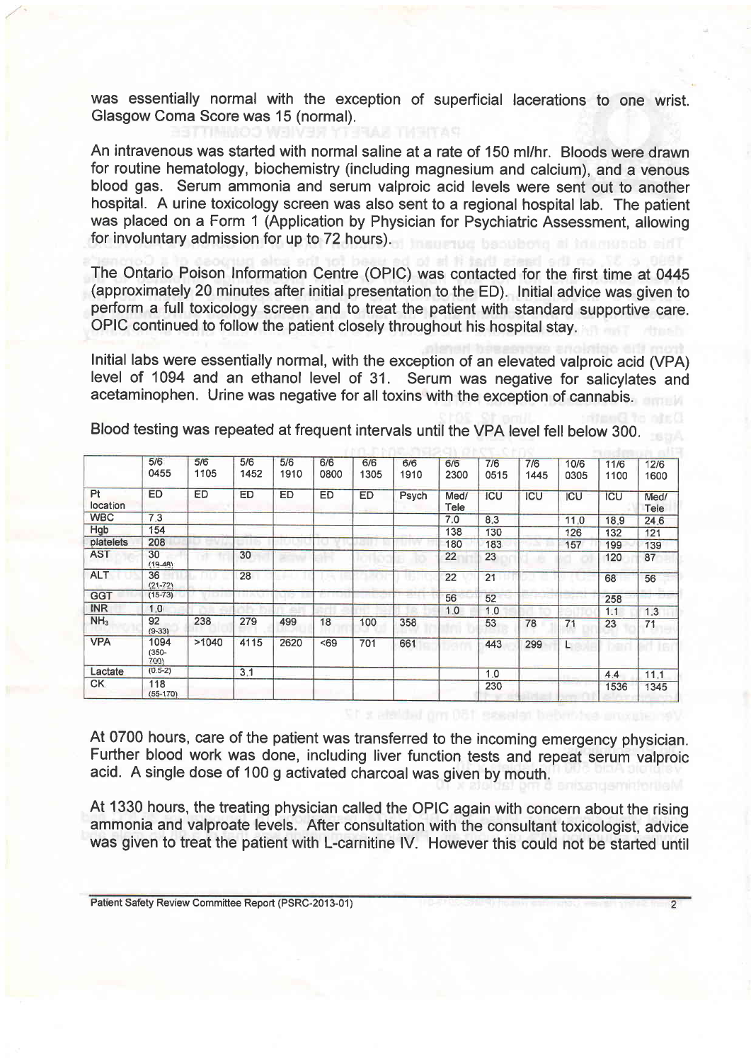was essentially normal with the exception of superficial lacerations to one wrist. Glasgow Coma Score was 15 (normal).

An intravenous was started with normal saline at a rate of 150 ml/hr. Bloods were drawn for routine hematology, biochemistry (including magnesium and calcium), and a venous blood gas. Serum ammonia and serum valproic acid levels were sent out to another hospital. A urine toxicology screen was also sent to a regional hospital lab. The patient was placed on a Form 1 (Application by Physician for Psychiatric Assessment, allowing for involuntary admission for up to 72 hours).

The Ontario Poison Information Centre (OPIC) was contacted for the first time at 0445 (approximately 20 minutes after initial presentation to the ED). Initial advice was given to perform a full toxicology screen and to treat the patient with standard supportive care. OPIC continued to follow the patient closely throughout his hospital stay.

Initial labs were essentially normal, with the exception of an elevated valproic acid (VPA) level of 1094 and an ethanol level of 31. Serum was negative for salicylates and acetaminophen. Urine was negative for all toxins with the exception of cannabis.

Blood testing was repeated at frequent intervals until the VPA level fell below 300.

| | 5/6 0455 | 5/6 1105 | 5/6 1452 | 5/6 1910 | 6/6 0800 | 6/6 1305 | 6/6 1910 | 6/6 2300 | 7/6 0515 | 7/6 1445 | 10/6 0305 | 11/6 1100 | 12/6 1600 |
|---|---|---|---|---|---|---|---|---|---|---|---|---|---|
| Pt location | ED | ED | ED | ED | ED | ED | Psych | Med/ Tele | ICU | ICU | ICU | ICU | Med/ Tele |
| WBC | 7.3 | | | | | | | 7.0 | 8.3 | | 11.0 | 18.9 | 24.6 |
| Hgb | 154 | | | | | | | 138 | 130 | | 126 | 132 | 121 |
| platelets | 208 | | | | | | | 180 | 183 | | 157 | 199 | 139 |
| AST | 30 (19-48) | | 30 | | | | | 22 | 23 | | | 120 | 87 |
| ALT | 36 (21-72) | | 28 | | | | | 22 | 21 | | | 68 | 56 |
| GGT | (15-73) | | | | | | | 56 | 52 | | | | 258 |
| INR | 1.0 | | | | | | | 1.0 | 1.0 | | | 1.1 | 1.3 |
| $NH_3$ | 92 (9-33) | 238 | 279 | 499 | 18 | 100 | 358 | | 53 | 78 | 71 | 23 | 71 |
| VPA | 1094 (350-700) | >1040 | 4115 | 2620 | <69 | 701 | 661 | | 443 | 299 | L | | |
| Lactate | (0.5-2) | | 3.1 | | | | | | 1.0 | | | 4.4 | 11.1 |
| CK | 118 (55-170) | | | | | | | | 230 | | | 1536 | 1345 |

At 0700 hours, care of the patient was transferred to the incoming emergency physician. Further blood work was done, including liver function tests and repeat serum valproic acid. A single dose of 100 g activated charcoal was given by mouth.

At 1330 hours, the treating physician called the OPIC again with concern about the rising ammonia and valproate levels. After consultation with the consultant toxicologist, advice was given to treat the patient with L-carnitine IV. However this could not be started until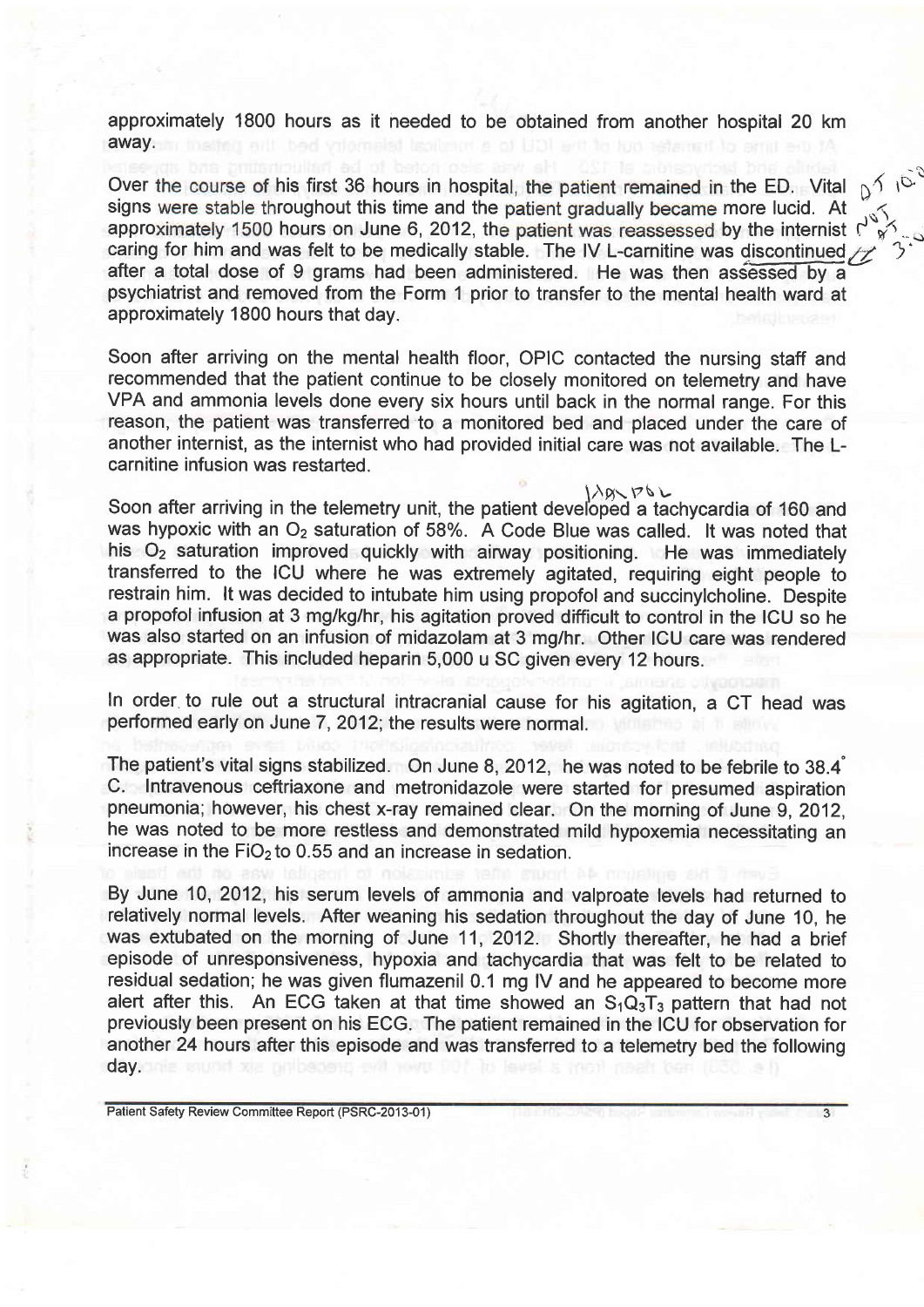approximately 1800 hours as it needed to be obtained from another hospital 20 km away.

Over the course of his first 36 hours in hospital, the patient remained in the ED. Vital signs were stable throughout this time and the patient gradually became more lucid. At approximately 1500 hours on June 6, 2012, the patient was reassessed by the internist caring for him and was felt to be medically stable. The IV L-carnitine was discontinued after a total dose of 9 grams had been administered. He was then assessed by a psychiatrist and removed from the Form 1 prior to transfer to the mental health ward at approximately 1800 hours that day.

Soon after arriving on the mental health floor, OPIC contacted the nursing staff and recommended that the patient continue to be closely monitored on telemetry and have VPA and ammonia levels done every six hours until back in the normal range. For this reason, the patient was transferred to a monitored bed and placed under the care of another internist, as the internist who had provided initial care was not available. The L-carnitine infusion was restarted.

Soon after arriving in the telemetry unit, the patient developed a tachycardia of 160 and was hypoxic with an $O_2$ saturation of 58%. A Code Blue was called. It was noted that his $O_2$ saturation improved quickly with airway positioning. He was immediately transferred to the ICU where he was extremely agitated, requiring eight people to restrain him. It was decided to intubate him using propofol and succinylcholine. Despite a propofol infusion at 3 mg/kg/hr, his agitation proved difficult to control in the ICU so he was also started on an infusion of midazolam at 3 mg/hr. Other ICU care was rendered as appropriate. This included heparin 5,000 u SC given every 12 hours.

In order to rule out a structural intracranial cause for his agitation, a CT head was performed early on June 7, 2012; the results were normal.

The patient's vital signs stabilized. On June 8, 2012, he was noted to be febrile to 38.4° C. Intravenous ceftriaxone and metronidazole were started for presumed aspiration pneumonia; however, his chest x-ray remained clear. On the morning of June 9, 2012, he was noted to be more restless and demonstrated mild hypoxemia necessitating an increase in the $FiO_2$ to 0.55 and an increase in sedation.

By June 10, 2012, his serum levels of ammonia and valproate levels had returned to relatively normal levels. After weaning his sedation throughout the day of June 10, he was extubated on the morning of June 11, 2012. Shortly thereafter, he had a brief episode of unresponsiveness, hypoxia and tachycardia that was felt to be related to residual sedation; he was given flumazenil 0.1 mg IV and he appeared to become more alert after this. An ECG taken at that time showed an $S_1Q_3T_3$ pattern that had not previously been present on his ECG. The patient remained in the ICU for observation for another 24 hours after this episode and was transferred to a telemetry bed the following day.

Patient Safety Review Committee Report (PSRC-2013-01)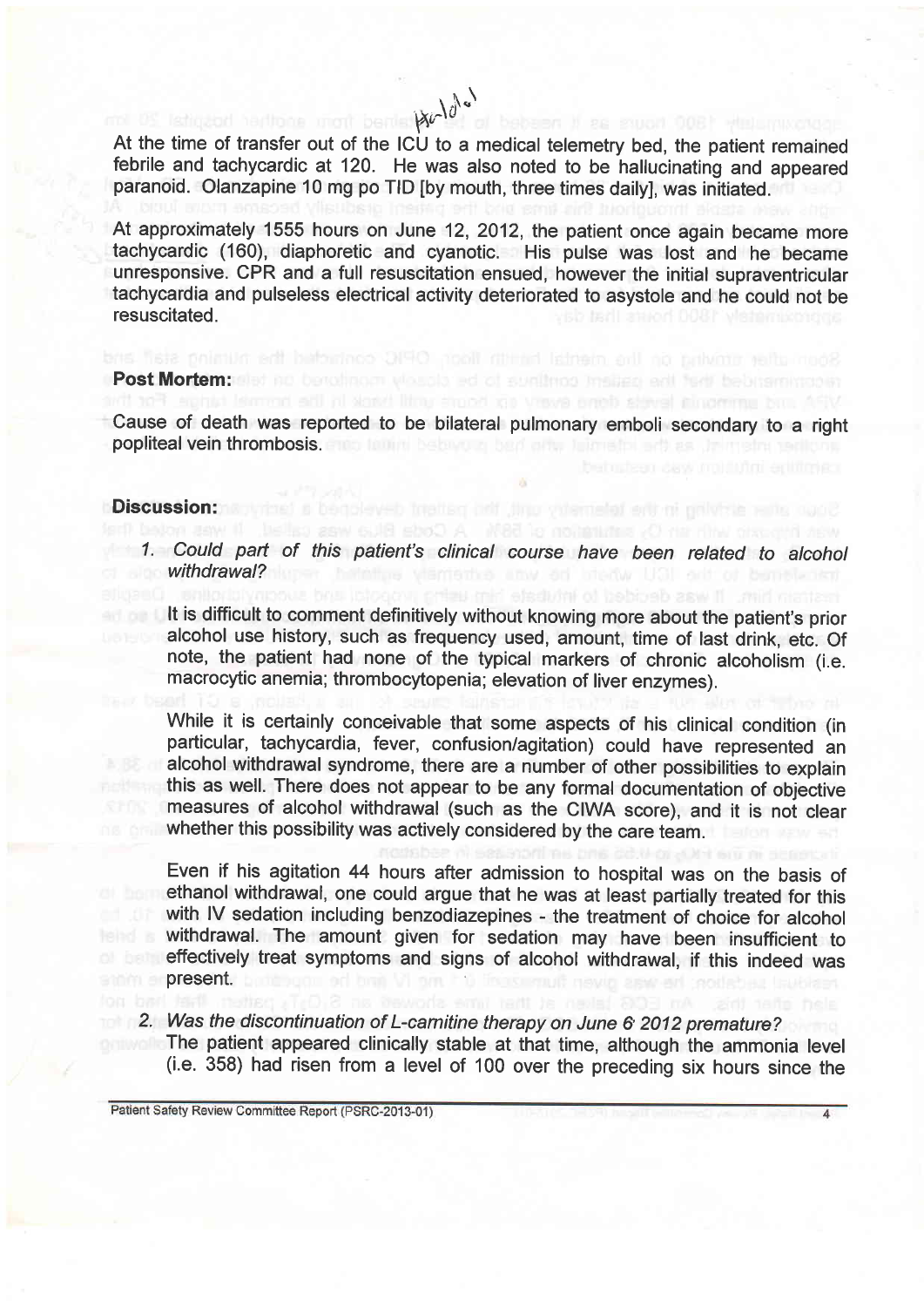At the time of transfer out of the ICU to a medical telemetry bed, the patient remained febrile and tachycardic at 120. He was also noted to be hallucinating and appeared paranoid. Olanzapine 10 mg po TID [by mouth, three times daily], was initiated.

At approximately 1555 hours on June 12, 2012, the patient once again became more tachycardic (160), diaphoretic and cyanotic. His pulse was lost and he became unresponsive. CPR and a full resuscitation ensued, however the initial supraventricular tachycardia and pulseless electrical activity deteriorated to asystole and he could not be resuscitated.

**Post Mortem:**

Cause of death was reported to be bilateral pulmonary emboli secondary to a right popliteal vein thrombosis.

**Discussion:**

1. *Could part of this patient's clinical course have been related to alcohol withdrawal?*

   It is difficult to comment definitively without knowing more about the patient's prior alcohol use history, such as frequency used, amount, time of last drink, etc. Of note, the patient had none of the typical markers of chronic alcoholism (i.e. macrocytic anemia; thrombocytopenia; elevation of liver enzymes).

   While it is certainly conceivable that some aspects of his clinical condition (in particular, tachycardia, fever, confusion/agitation) could have represented an alcohol withdrawal syndrome, there are a number of other possibilities to explain this as well. There does not appear to be any formal documentation of objective measures of alcohol withdrawal (such as the CIWA score), and it is not clear whether this possibility was actively considered by the care team.

   Even if his agitation 44 hours after admission to hospital was on the basis of ethanol withdrawal, one could argue that he was at least partially treated for this with IV sedation including benzodiazepines - the treatment of choice for alcohol withdrawal. The amount given for sedation may have been insufficient to effectively treat symptoms and signs of alcohol withdrawal, if this indeed was present.

2. *Was the discontinuation of L-carnitine therapy on June 6 2012 premature?*

   The patient appeared clinically stable at that time, although the ammonia level (i.e. 358) had risen from a level of 100 over the preceding six hours since the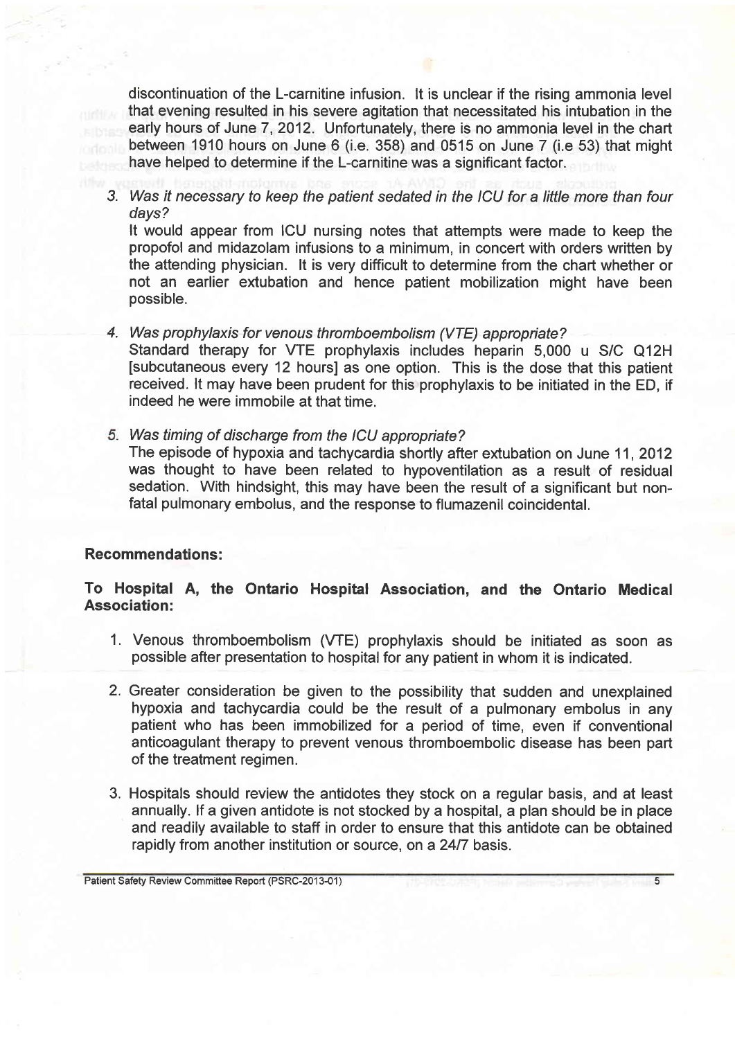discontinuation of the L-carnitine infusion. It is unclear if the rising ammonia level that evening resulted in his severe agitation that necessitated his intubation in the early hours of June 7, 2012. Unfortunately, there is no ammonia level in the chart between 1910 hours on June 6 (i.e. 358) and 0515 on June 7 (i.e 53) that might have helped to determine if the L-carnitine was a significant factor.

3. *Was it necessary to keep the patient sedated in the ICU for a little more than four days?*
   It would appear from ICU nursing notes that attempts were made to keep the propofol and midazolam infusions to a minimum, in concert with orders written by the attending physician. It is very difficult to determine from the chart whether or not an earlier extubation and hence patient mobilization might have been possible.

4. *Was prophylaxis for venous thromboembolism (VTE) appropriate?*
   Standard therapy for VTE prophylaxis includes heparin 5,000 u S/C Q12H [subcutaneous every 12 hours] as one option. This is the dose that this patient received. It may have been prudent for this prophylaxis to be initiated in the ED, if indeed he were immobile at that time.

5. *Was timing of discharge from the ICU appropriate?*
   The episode of hypoxia and tachycardia shortly after extubation on June 11, 2012 was thought to have been related to hypoventilation as a result of residual sedation. With hindsight, this may have been the result of a significant but non-fatal pulmonary embolus, and the response to flumazenil coincidental.

## Recommendations:

### To Hospital A, the Ontario Hospital Association, and the Ontario Medical Association:

1. Venous thromboembolism (VTE) prophylaxis should be initiated as soon as possible after presentation to hospital for any patient in whom it is indicated.

2. Greater consideration be given to the possibility that sudden and unexplained hypoxia and tachycardia could be the result of a pulmonary embolus in any patient who has been immobilized for a period of time, even if conventional anticoagulant therapy to prevent venous thromboembolic disease has been part of the treatment regimen.

3. Hospitals should review the antidotes they stock on a regular basis, and at least annually. If a given antidote is not stocked by a hospital, a plan should be in place and readily available to staff in order to ensure that this antidote can be obtained rapidly from another institution or source, on a 24/7 basis.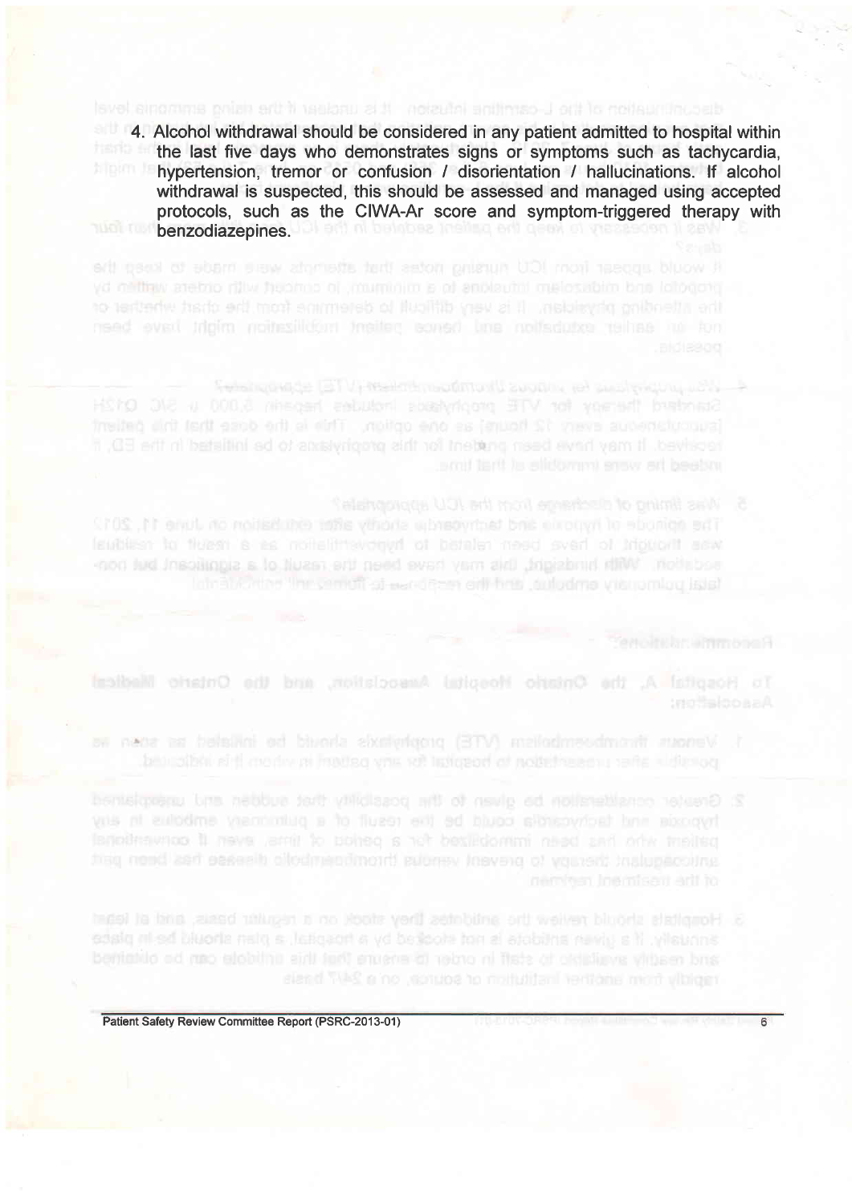4. Alcohol withdrawal should be considered in any patient admitted to hospital within the last five days who demonstrates signs or symptoms such as tachycardia, hypertension, tremor or confusion / disorientation / hallucinations. If alcohol withdrawal is suspected, this should be assessed and managed using accepted protocols, such as the CIWA-Ar score and symptom-triggered therapy with benzodiazepines.